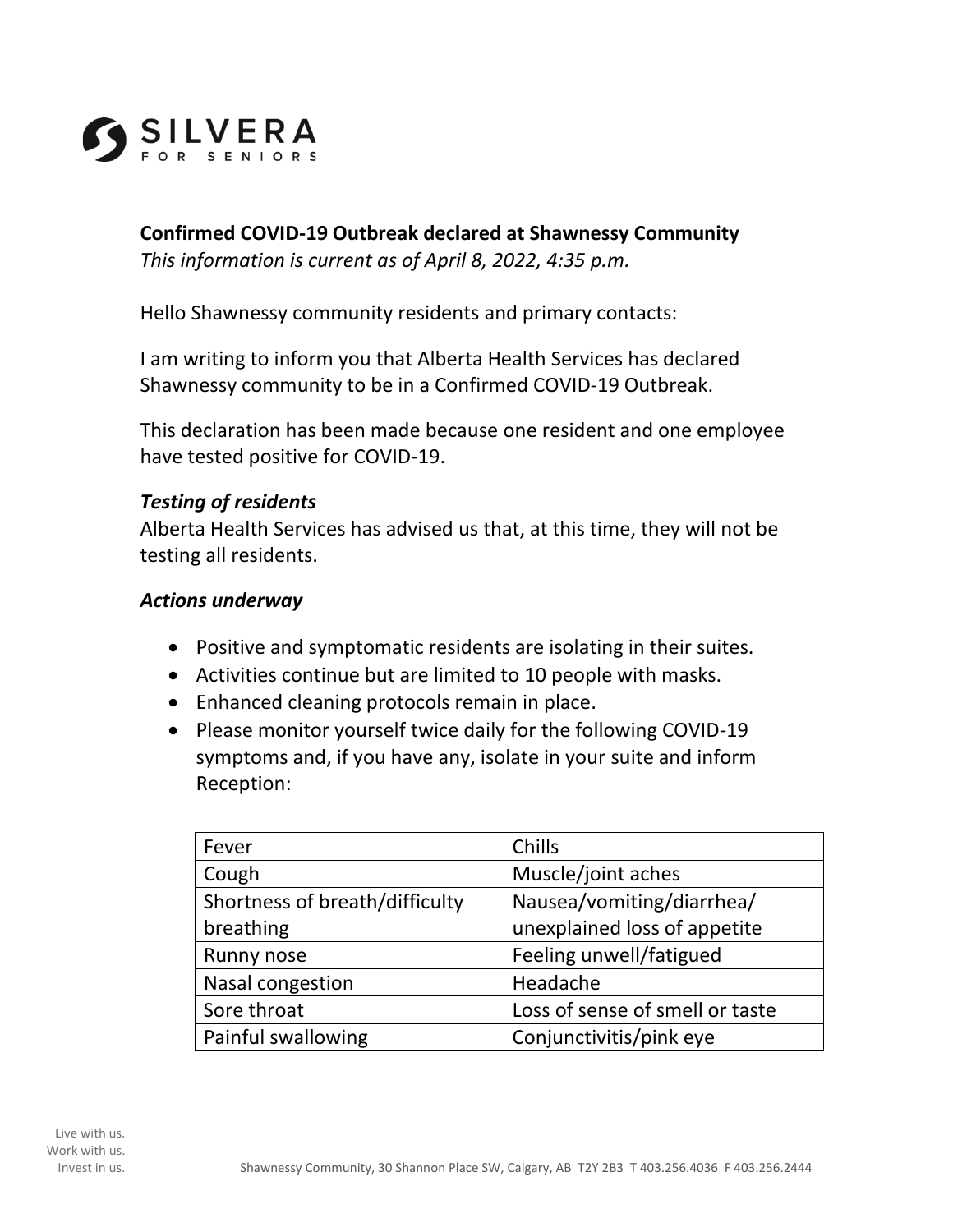**SILVERA**
FOR SENIORS

**Confirmed COVID-19 Outbreak declared at Shawnessy Community**
*This information is current as of April 8, 2022, 4:35 p.m.*

Hello Shawnessy community residents and primary contacts:

I am writing to inform you that Alberta Health Services has declared Shawnessy community to be in a Confirmed COVID-19 Outbreak.

This declaration has been made because one resident and one employee have tested positive for COVID-19.

***Testing of residents***
Alberta Health Services has advised us that, at this time, they will not be testing all residents.

***Actions underway***

- Positive and symptomatic residents are isolating in their suites.
- Activities continue but are limited to 10 people with masks.
- Enhanced cleaning protocols remain in place.
- Please monitor yourself twice daily for the following COVID-19 symptoms and, if you have any, isolate in your suite and inform Reception:

| | |
|---|---|
| Fever | Chills |
| Cough | Muscle/joint aches |
| Shortness of breath/difficulty breathing | Nausea/vomiting/diarrhea/ unexplained loss of appetite |
| Runny nose | Feeling unwell/fatigued |
| Nasal congestion | Headache |
| Sore throat | Loss of sense of smell or taste |
| Painful swallowing | Conjunctivitis/pink eye |

Live with us.
Work with us.
Invest in us.

Shawnessy Community, 30 Shannon Place SW, Calgary, AB T2Y 2B3 T 403.256.4036 F 403.256.2444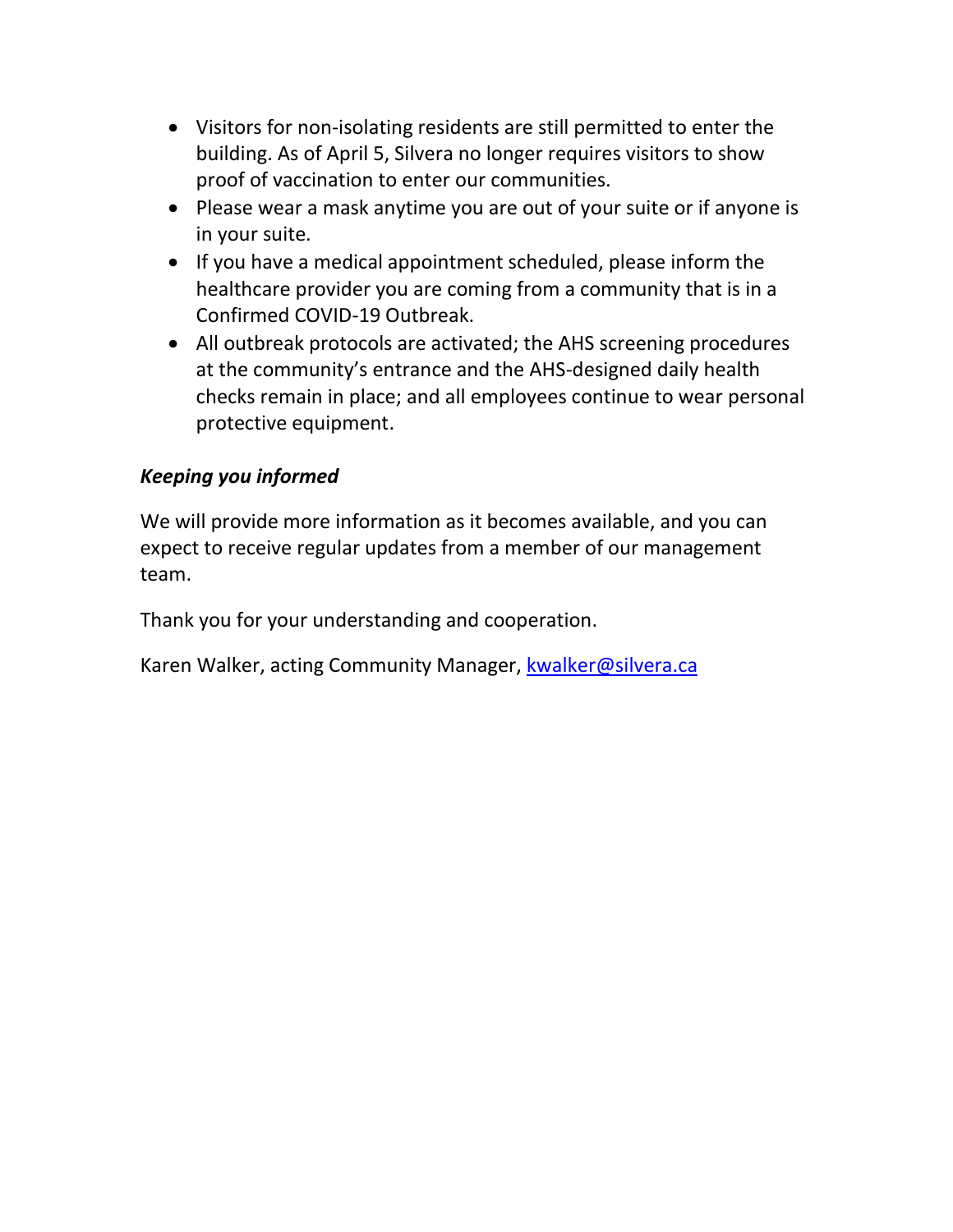- Visitors for non-isolating residents are still permitted to enter the building. As of April 5, Silvera no longer requires visitors to show proof of vaccination to enter our communities.
- Please wear a mask anytime you are out of your suite or if anyone is in your suite.
- If you have a medical appointment scheduled, please inform the healthcare provider you are coming from a community that is in a Confirmed COVID-19 Outbreak.
- All outbreak protocols are activated; the AHS screening procedures at the community's entrance and the AHS-designed daily health checks remain in place; and all employees continue to wear personal protective equipment.

***Keeping you informed***

We will provide more information as it becomes available, and you can expect to receive regular updates from a member of our management team.

Thank you for your understanding and cooperation.

Karen Walker, acting Community Manager, kwalker@silvera.ca